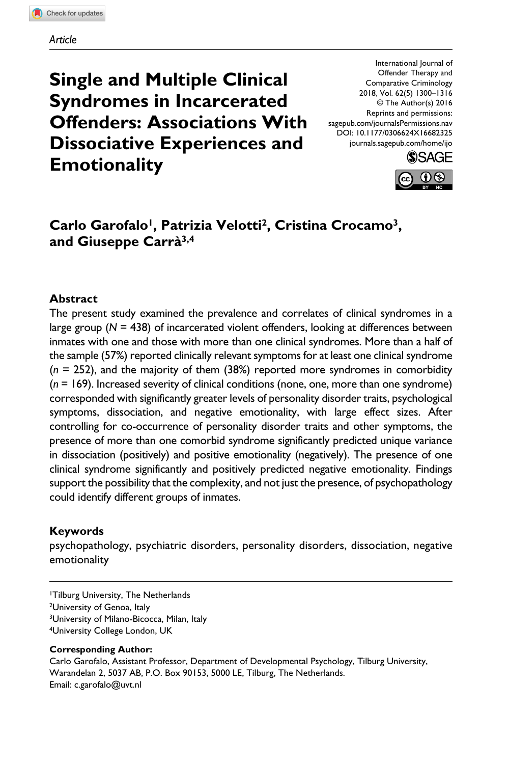*Article*

International Journal of Offender Therapy and Comparative Criminology
2018, Vol. 62(5) 1300–1316
© The Author(s) 2016
Reprints and permissions: sagepub.com/journalsPermissions.nav
DOI: 10.1177/0306624X16682325
journals.sagepub.com/home/ijo

# Single and Multiple Clinical Syndromes in Incarcerated Offenders: Associations With Dissociative Experiences and Emotionality

**Carlo Garofalo[1], Patrizia Velotti[2], Cristina Crocamo[3], and Giuseppe Carrà[3,4]**

## Abstract

The present study examined the prevalence and correlates of clinical syndromes in a large group (*N* = 438) of incarcerated violent offenders, looking at differences between inmates with one and those with more than one clinical syndromes. More than a half of the sample (57%) reported clinically relevant symptoms for at least one clinical syndrome (*n* = 252), and the majority of them (38%) reported more syndromes in comorbidity (*n* = 169). Increased severity of clinical conditions (none, one, more than one syndrome) corresponded with significantly greater levels of personality disorder traits, psychological symptoms, dissociation, and negative emotionality, with large effect sizes. After controlling for co-occurrence of personality disorder traits and other symptoms, the presence of more than one comorbid syndrome significantly predicted unique variance in dissociation (positively) and positive emotionality (negatively). The presence of one clinical syndrome significantly and positively predicted negative emotionality. Findings support the possibility that the complexity, and not just the presence, of psychopathology could identify different groups of inmates.

## Keywords

psychopathology, psychiatric disorders, personality disorders, dissociation, negative emotionality

---

[1]Tilburg University, The Netherlands
[2]University of Genoa, Italy
[3]University of Milano-Bicocca, Milan, Italy
[4]University College London, UK

**Corresponding Author:**
Carlo Garofalo, Assistant Professor, Department of Developmental Psychology, Tilburg University, Warandelan 2, 5037 AB, P.O. Box 90153, 5000 LE, Tilburg, The Netherlands.
Email: c.garofalo@uvt.nl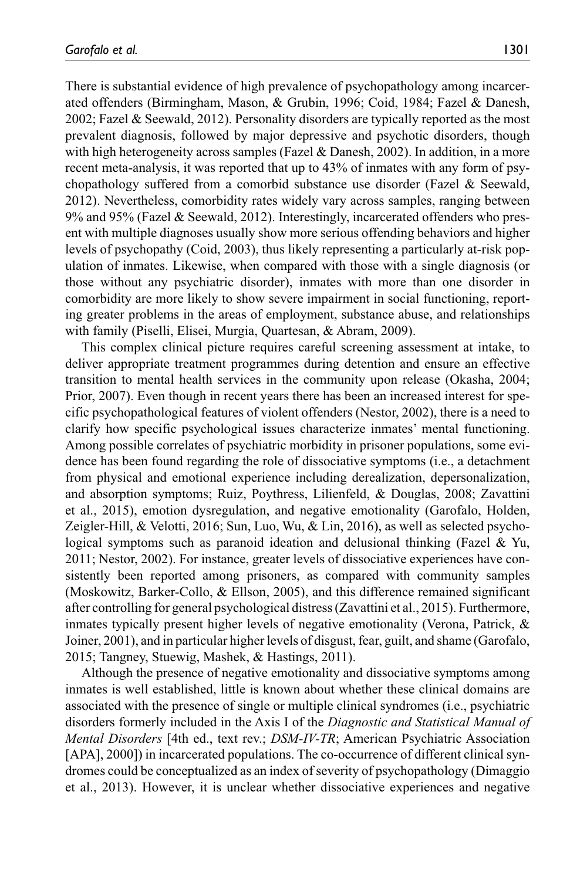There is substantial evidence of high prevalence of psychopathology among incarcerated offenders (Birmingham, Mason, & Grubin, 1996; Coid, 1984; Fazel & Danesh, 2002; Fazel & Seewald, 2012). Personality disorders are typically reported as the most prevalent diagnosis, followed by major depressive and psychotic disorders, though with high heterogeneity across samples (Fazel & Danesh, 2002). In addition, in a more recent meta-analysis, it was reported that up to 43% of inmates with any form of psychopathology suffered from a comorbid substance use disorder (Fazel & Seewald, 2012). Nevertheless, comorbidity rates widely vary across samples, ranging between 9% and 95% (Fazel & Seewald, 2012). Interestingly, incarcerated offenders who present with multiple diagnoses usually show more serious offending behaviors and higher levels of psychopathy (Coid, 2003), thus likely representing a particularly at-risk population of inmates. Likewise, when compared with those with a single diagnosis (or those without any psychiatric disorder), inmates with more than one disorder in comorbidity are more likely to show severe impairment in social functioning, reporting greater problems in the areas of employment, substance abuse, and relationships with family (Piselli, Elisei, Murgia, Quartesan, & Abram, 2009).

This complex clinical picture requires careful screening assessment at intake, to deliver appropriate treatment programmes during detention and ensure an effective transition to mental health services in the community upon release (Okasha, 2004; Prior, 2007). Even though in recent years there has been an increased interest for specific psychopathological features of violent offenders (Nestor, 2002), there is a need to clarify how specific psychological issues characterize inmates' mental functioning. Among possible correlates of psychiatric morbidity in prisoner populations, some evidence has been found regarding the role of dissociative symptoms (i.e., a detachment from physical and emotional experience including derealization, depersonalization, and absorption symptoms; Ruiz, Poythress, Lilienfeld, & Douglas, 2008; Zavattini et al., 2015), emotion dysregulation, and negative emotionality (Garofalo, Holden, Zeigler-Hill, & Velotti, 2016; Sun, Luo, Wu, & Lin, 2016), as well as selected psychological symptoms such as paranoid ideation and delusional thinking (Fazel & Yu, 2011; Nestor, 2002). For instance, greater levels of dissociative experiences have consistently been reported among prisoners, as compared with community samples (Moskowitz, Barker-Collo, & Ellson, 2005), and this difference remained significant after controlling for general psychological distress (Zavattini et al., 2015). Furthermore, inmates typically present higher levels of negative emotionality (Verona, Patrick, & Joiner, 2001), and in particular higher levels of disgust, fear, guilt, and shame (Garofalo, 2015; Tangney, Stuewig, Mashek, & Hastings, 2011).

Although the presence of negative emotionality and dissociative symptoms among inmates is well established, little is known about whether these clinical domains are associated with the presence of single or multiple clinical syndromes (i.e., psychiatric disorders formerly included in the Axis I of the *Diagnostic and Statistical Manual of Mental Disorders* [4th ed., text rev.; *DSM-IV-TR*; American Psychiatric Association [APA], 2000]) in incarcerated populations. The co-occurrence of different clinical syndromes could be conceptualized as an index of severity of psychopathology (Dimaggio et al., 2013). However, it is unclear whether dissociative experiences and negative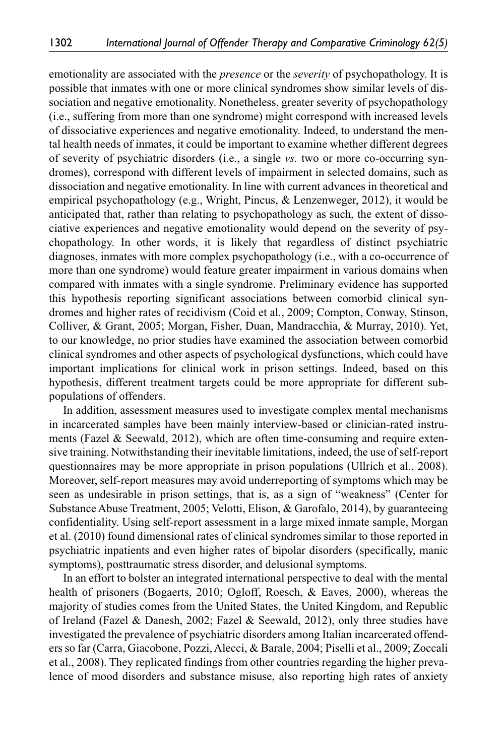emotionality are associated with the *presence* or the *severity* of psychopathology. It is possible that inmates with one or more clinical syndromes show similar levels of dissociation and negative emotionality. Nonetheless, greater severity of psychopathology (i.e., suffering from more than one syndrome) might correspond with increased levels of dissociative experiences and negative emotionality. Indeed, to understand the mental health needs of inmates, it could be important to examine whether different degrees of severity of psychiatric disorders (i.e., a single *vs.* two or more co-occurring syndromes), correspond with different levels of impairment in selected domains, such as dissociation and negative emotionality. In line with current advances in theoretical and empirical psychopathology (e.g., Wright, Pincus, & Lenzenweger, 2012), it would be anticipated that, rather than relating to psychopathology as such, the extent of dissociative experiences and negative emotionality would depend on the severity of psychopathology. In other words, it is likely that regardless of distinct psychiatric diagnoses, inmates with more complex psychopathology (i.e., with a co-occurrence of more than one syndrome) would feature greater impairment in various domains when compared with inmates with a single syndrome. Preliminary evidence has supported this hypothesis reporting significant associations between comorbid clinical syndromes and higher rates of recidivism (Coid et al., 2009; Compton, Conway, Stinson, Colliver, & Grant, 2005; Morgan, Fisher, Duan, Mandracchia, & Murray, 2010). Yet, to our knowledge, no prior studies have examined the association between comorbid clinical syndromes and other aspects of psychological dysfunctions, which could have important implications for clinical work in prison settings. Indeed, based on this hypothesis, different treatment targets could be more appropriate for different subpopulations of offenders.

In addition, assessment measures used to investigate complex mental mechanisms in incarcerated samples have been mainly interview-based or clinician-rated instruments (Fazel & Seewald, 2012), which are often time-consuming and require extensive training. Notwithstanding their inevitable limitations, indeed, the use of self-report questionnaires may be more appropriate in prison populations (Ullrich et al., 2008). Moreover, self-report measures may avoid underreporting of symptoms which may be seen as undesirable in prison settings, that is, as a sign of "weakness" (Center for Substance Abuse Treatment, 2005; Velotti, Elison, & Garofalo, 2014), by guaranteeing confidentiality. Using self-report assessment in a large mixed inmate sample, Morgan et al. (2010) found dimensional rates of clinical syndromes similar to those reported in psychiatric inpatients and even higher rates of bipolar disorders (specifically, manic symptoms), posttraumatic stress disorder, and delusional symptoms.

In an effort to bolster an integrated international perspective to deal with the mental health of prisoners (Bogaerts, 2010; Ogloff, Roesch, & Eaves, 2000), whereas the majority of studies comes from the United States, the United Kingdom, and Republic of Ireland (Fazel & Danesh, 2002; Fazel & Seewald, 2012), only three studies have investigated the prevalence of psychiatric disorders among Italian incarcerated offenders so far (Carra, Giacobone, Pozzi, Alecci, & Barale, 2004; Piselli et al., 2009; Zoccali et al., 2008). They replicated findings from other countries regarding the higher prevalence of mood disorders and substance misuse, also reporting high rates of anxiety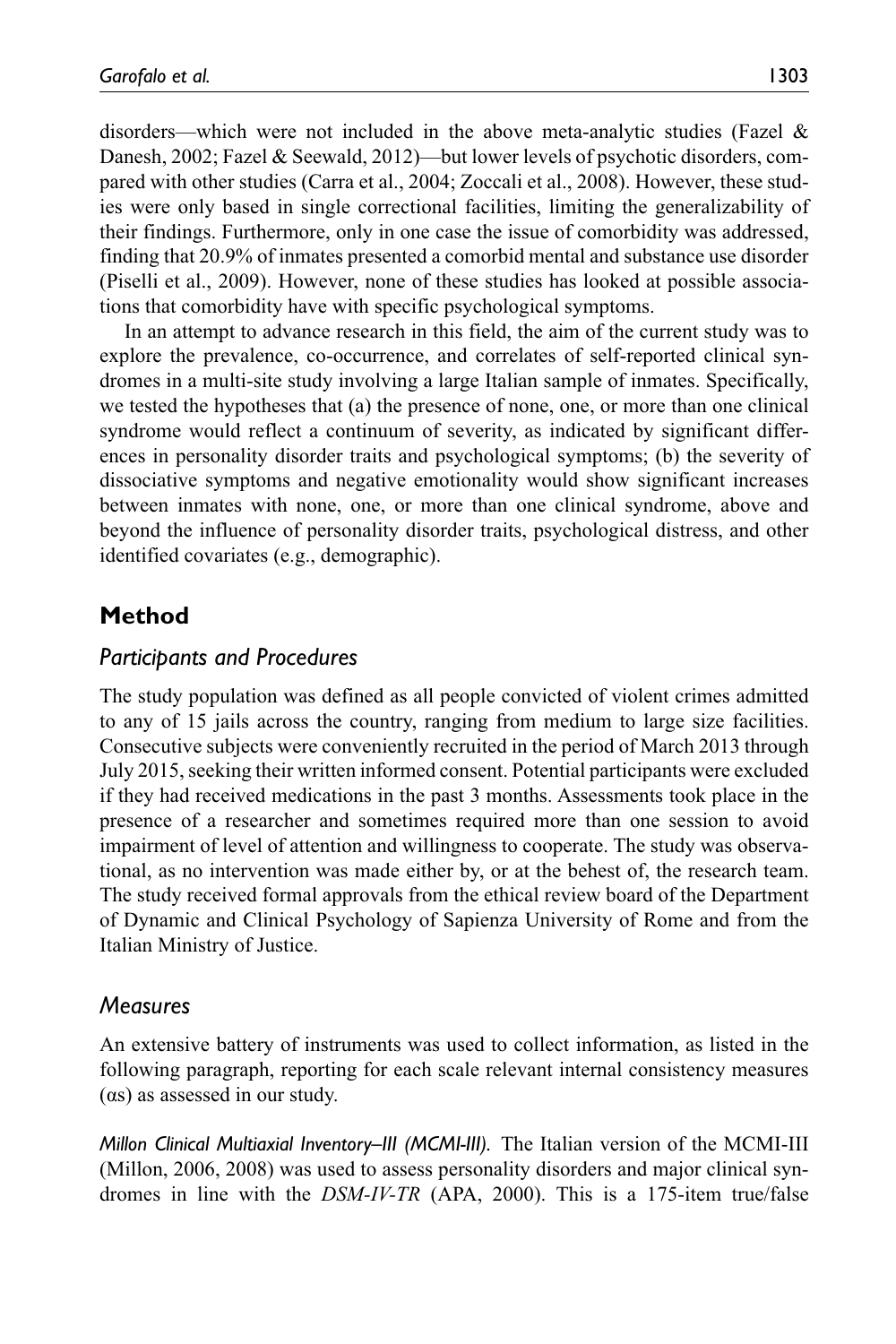disorders—which were not included in the above meta-analytic studies (Fazel & Danesh, 2002; Fazel & Seewald, 2012)—but lower levels of psychotic disorders, compared with other studies (Carra et al., 2004; Zoccali et al., 2008). However, these studies were only based in single correctional facilities, limiting the generalizability of their findings. Furthermore, only in one case the issue of comorbidity was addressed, finding that 20.9% of inmates presented a comorbid mental and substance use disorder (Piselli et al., 2009). However, none of these studies has looked at possible associations that comorbidity have with specific psychological symptoms.

In an attempt to advance research in this field, the aim of the current study was to explore the prevalence, co-occurrence, and correlates of self-reported clinical syndromes in a multi-site study involving a large Italian sample of inmates. Specifically, we tested the hypotheses that (a) the presence of none, one, or more than one clinical syndrome would reflect a continuum of severity, as indicated by significant differences in personality disorder traits and psychological symptoms; (b) the severity of dissociative symptoms and negative emotionality would show significant increases between inmates with none, one, or more than one clinical syndrome, above and beyond the influence of personality disorder traits, psychological distress, and other identified covariates (e.g., demographic).

## Method

### *Participants and Procedures*

The study population was defined as all people convicted of violent crimes admitted to any of 15 jails across the country, ranging from medium to large size facilities. Consecutive subjects were conveniently recruited in the period of March 2013 through July 2015, seeking their written informed consent. Potential participants were excluded if they had received medications in the past 3 months. Assessments took place in the presence of a researcher and sometimes required more than one session to avoid impairment of level of attention and willingness to cooperate. The study was observational, as no intervention was made either by, or at the behest of, the research team. The study received formal approvals from the ethical review board of the Department of Dynamic and Clinical Psychology of Sapienza University of Rome and from the Italian Ministry of Justice.

### *Measures*

An extensive battery of instruments was used to collect information, as listed in the following paragraph, reporting for each scale relevant internal consistency measures (αs) as assessed in our study.

*Millon Clinical Multiaxial Inventory–III (MCMI-III).* The Italian version of the MCMI-III (Millon, 2006, 2008) was used to assess personality disorders and major clinical syndromes in line with the *DSM-IV-TR* (APA, 2000). This is a 175-item true/false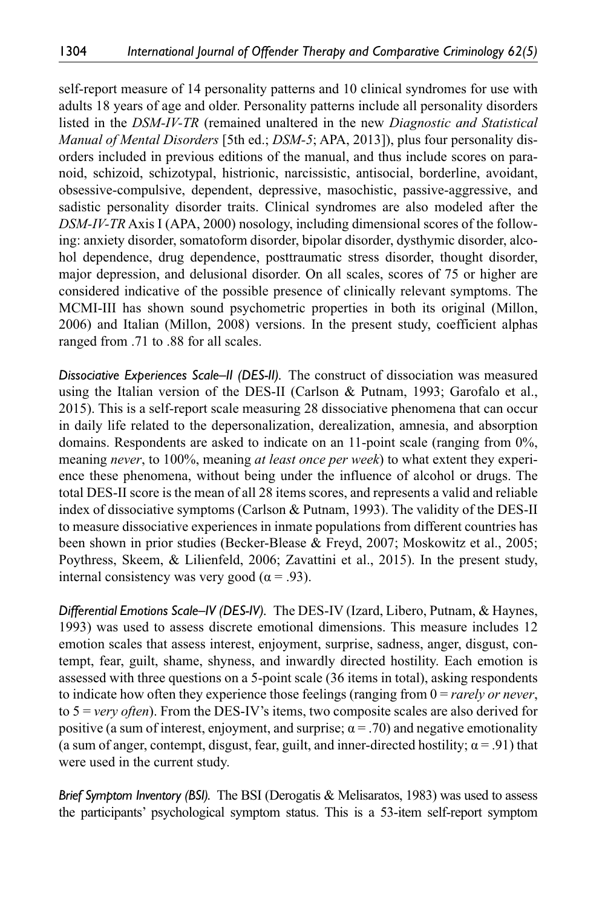self-report measure of 14 personality patterns and 10 clinical syndromes for use with adults 18 years of age and older. Personality patterns include all personality disorders listed in the *DSM-IV-TR* (remained unaltered in the new *Diagnostic and Statistical Manual of Mental Disorders* [5th ed.; *DSM-5*; APA, 2013]), plus four personality disorders included in previous editions of the manual, and thus include scores on paranoid, schizoid, schizotypal, histrionic, narcissistic, antisocial, borderline, avoidant, obsessive-compulsive, dependent, depressive, masochistic, passive-aggressive, and sadistic personality disorder traits. Clinical syndromes are also modeled after the *DSM-IV-TR* Axis I (APA, 2000) nosology, including dimensional scores of the following: anxiety disorder, somatoform disorder, bipolar disorder, dysthymic disorder, alcohol dependence, drug dependence, posttraumatic stress disorder, thought disorder, major depression, and delusional disorder. On all scales, scores of 75 or higher are considered indicative of the possible presence of clinically relevant symptoms. The MCMI-III has shown sound psychometric properties in both its original (Millon, 2006) and Italian (Millon, 2008) versions. In the present study, coefficient alphas ranged from .71 to .88 for all scales.

*Dissociative Experiences Scale–II (DES-II).* The construct of dissociation was measured using the Italian version of the DES-II (Carlson & Putnam, 1993; Garofalo et al., 2015). This is a self-report scale measuring 28 dissociative phenomena that can occur in daily life related to the depersonalization, derealization, amnesia, and absorption domains. Respondents are asked to indicate on an 11-point scale (ranging from 0%, meaning *never*, to 100%, meaning *at least once per week*) to what extent they experience these phenomena, without being under the influence of alcohol or drugs. The total DES-II score is the mean of all 28 items scores, and represents a valid and reliable index of dissociative symptoms (Carlson & Putnam, 1993). The validity of the DES-II to measure dissociative experiences in inmate populations from different countries has been shown in prior studies (Becker-Blease & Freyd, 2007; Moskowitz et al., 2005; Poythress, Skeem, & Lilienfeld, 2006; Zavattini et al., 2015). In the present study, internal consistency was very good ($\alpha = .93$).

*Differential Emotions Scale–IV (DES-IV).* The DES-IV (Izard, Libero, Putnam, & Haynes, 1993) was used to assess discrete emotional dimensions. This measure includes 12 emotion scales that assess interest, enjoyment, surprise, sadness, anger, disgust, contempt, fear, guilt, shame, shyness, and inwardly directed hostility. Each emotion is assessed with three questions on a 5-point scale (36 items in total), asking respondents to indicate how often they experience those feelings (ranging from 0 = *rarely or never*, to 5 = *very often*). From the DES-IV's items, two composite scales are also derived for positive (a sum of interest, enjoyment, and surprise; $\alpha = .70$) and negative emotionality (a sum of anger, contempt, disgust, fear, guilt, and inner-directed hostility; $\alpha = .91$) that were used in the current study.

*Brief Symptom Inventory (BSI).* The BSI (Derogatis & Melisaratos, 1983) was used to assess the participants' psychological symptom status. This is a 53-item self-report symptom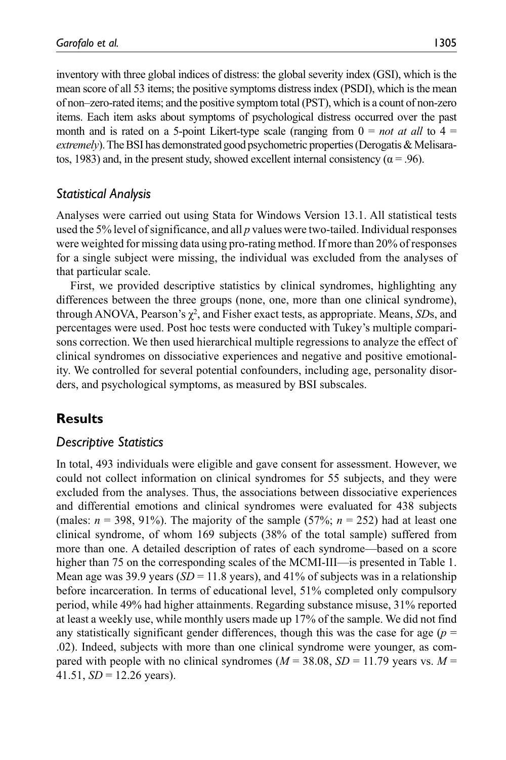inventory with three global indices of distress: the global severity index (GSI), which is the mean score of all 53 items; the positive symptoms distress index (PSDI), which is the mean of non–zero-rated items; and the positive symptom total (PST), which is a count of non-zero items. Each item asks about symptoms of psychological distress occurred over the past month and is rated on a 5-point Likert-type scale (ranging from 0 = *not at all* to 4 = *extremely*). The BSI has demonstrated good psychometric properties (Derogatis & Melisaratos, 1983) and, in the present study, showed excellent internal consistency ($\alpha = .96$).

### *Statistical Analysis*

Analyses were carried out using Stata for Windows Version 13.1. All statistical tests used the 5% level of significance, and all *p* values were two-tailed. Individual responses were weighted for missing data using pro-rating method. If more than 20% of responses for a single subject were missing, the individual was excluded from the analyses of that particular scale.

First, we provided descriptive statistics by clinical syndromes, highlighting any differences between the three groups (none, one, more than one clinical syndrome), through ANOVA, Pearson's $\chi^2$, and Fisher exact tests, as appropriate. Means, *SD*s, and percentages were used. Post hoc tests were conducted with Tukey's multiple comparisons correction. We then used hierarchical multiple regressions to analyze the effect of clinical syndromes on dissociative experiences and negative and positive emotionality. We controlled for several potential confounders, including age, personality disorders, and psychological symptoms, as measured by BSI subscales.

## **Results**

### *Descriptive Statistics*

In total, 493 individuals were eligible and gave consent for assessment. However, we could not collect information on clinical syndromes for 55 subjects, and they were excluded from the analyses. Thus, the associations between dissociative experiences and differential emotions and clinical syndromes were evaluated for 438 subjects (males: $n = 398$, 91%). The majority of the sample (57%; $n = 252$) had at least one clinical syndrome, of whom 169 subjects (38% of the total sample) suffered from more than one. A detailed description of rates of each syndrome—based on a score higher than 75 on the corresponding scales of the MCMI-III—is presented in Table 1. Mean age was 39.9 years ($SD = 11.8$ years), and 41% of subjects was in a relationship before incarceration. In terms of educational level, 51% completed only compulsory period, while 49% had higher attainments. Regarding substance misuse, 31% reported at least a weekly use, while monthly users made up 17% of the sample. We did not find any statistically significant gender differences, though this was the case for age ($p = .02$). Indeed, subjects with more than one clinical syndrome were younger, as compared with people with no clinical syndromes ($M = 38.08$, $SD = 11.79$ years vs. $M = 41.51$, $SD = 12.26$ years).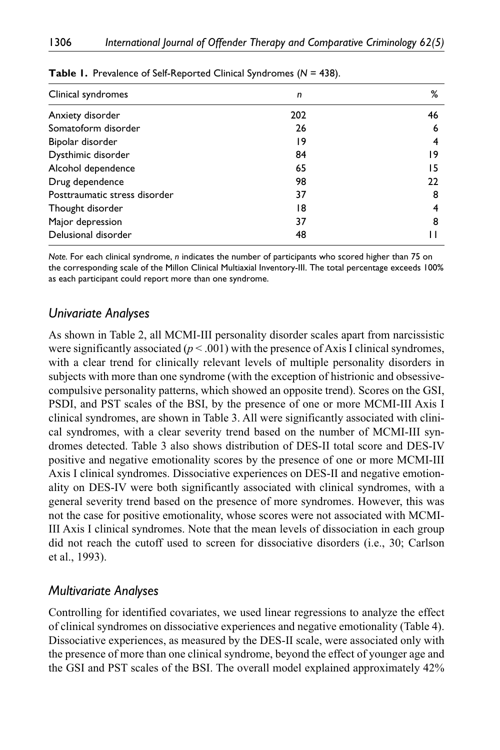**Table 1.** Prevalence of Self-Reported Clinical Syndromes ($N = 438$).

| Clinical syndromes | *n* | % |
|---|---|---|
| Anxiety disorder | 202 | 46 |
| Somatoform disorder | 26 | 6 |
| Bipolar disorder | 19 | 4 |
| Dysthimic disorder | 84 | 19 |
| Alcohol dependence | 65 | 15 |
| Drug dependence | 98 | 22 |
| Posttraumatic stress disorder | 37 | 8 |
| Thought disorder | 18 | 4 |
| Major depression | 37 | 8 |
| Delusional disorder | 48 | 11 |

*Note.* For each clinical syndrome, *n* indicates the number of participants who scored higher than 75 on the corresponding scale of the Millon Clinical Multiaxial Inventory-III. The total percentage exceeds 100% as each participant could report more than one syndrome.

## *Univariate Analyses*

As shown in Table 2, all MCMI-III personality disorder scales apart from narcissistic were significantly associated ($p < .001$) with the presence of Axis I clinical syndromes, with a clear trend for clinically relevant levels of multiple personality disorders in subjects with more than one syndrome (with the exception of histrionic and obsessive-compulsive personality patterns, which showed an opposite trend). Scores on the GSI, PSDI, and PST scales of the BSI, by the presence of one or more MCMI-III Axis I clinical syndromes, are shown in Table 3. All were significantly associated with clinical syndromes, with a clear severity trend based on the number of MCMI-III syndromes detected. Table 3 also shows distribution of DES-II total score and DES-IV positive and negative emotionality scores by the presence of one or more MCMI-III Axis I clinical syndromes. Dissociative experiences on DES-II and negative emotionality on DES-IV were both significantly associated with clinical syndromes, with a general severity trend based on the presence of more syndromes. However, this was not the case for positive emotionality, whose scores were not associated with MCMI-III Axis I clinical syndromes. Note that the mean levels of dissociation in each group did not reach the cutoff used to screen for dissociative disorders (i.e., 30; Carlson et al., 1993).

## *Multivariate Analyses*

Controlling for identified covariates, we used linear regressions to analyze the effect of clinical syndromes on dissociative experiences and negative emotionality (Table 4). Dissociative experiences, as measured by the DES-II scale, were associated only with the presence of more than one clinical syndrome, beyond the effect of younger age and the GSI and PST scales of the BSI. The overall model explained approximately 42%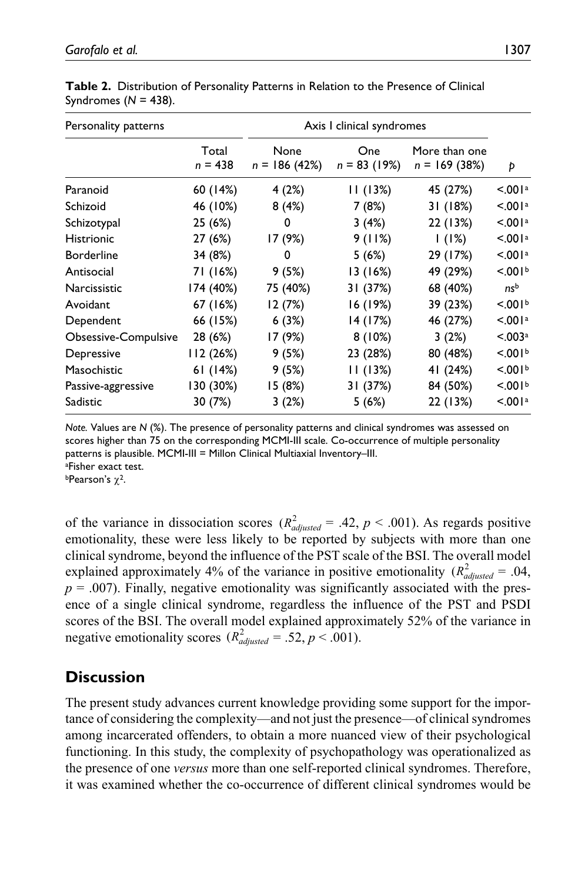**Table 2.** Distribution of Personality Patterns in Relation to the Presence of Clinical Syndromes ($N$ = 438).

| Personality patterns | | Axis I clinical syndromes | | | |
|---|---|---|---|---|---|
| | Total $n$ = 438 | None $n$ = 186 (42%) | One $n$ = 83 (19%) | More than one $n$ = 169 (38%) | $p$ |
| Paranoid | 60 (14%) | 4 (2%) | 11 (13%) | 45 (27%) | <.001[a] |
| Schizoid | 46 (10%) | 8 (4%) | 7 (8%) | 31 (18%) | <.001[a] |
| Schizotypal | 25 (6%) | 0 | 3 (4%) | 22 (13%) | <.001[a] |
| Histrionic | 27 (6%) | 17 (9%) | 9 (11%) | 1 (1%) | <.001[a] |
| Borderline | 34 (8%) | 0 | 5 (6%) | 29 (17%) | <.001[a] |
| Antisocial | 71 (16%) | 9 (5%) | 13 (16%) | 49 (29%) | <.001[b] |
| Narcissistic | 174 (40%) | 75 (40%) | 31 (37%) | 68 (40%) | *ns*[b] |
| Avoidant | 67 (16%) | 12 (7%) | 16 (19%) | 39 (23%) | <.001[b] |
| Dependent | 66 (15%) | 6 (3%) | 14 (17%) | 46 (27%) | <.001[a] |
| Obsessive-Compulsive | 28 (6%) | 17 (9%) | 8 (10%) | 3 (2%) | <.003[a] |
| Depressive | 112 (26%) | 9 (5%) | 23 (28%) | 80 (48%) | <.001[b] |
| Masochistic | 61 (14%) | 9 (5%) | 11 (13%) | 41 (24%) | <.001[b] |
| Passive-aggressive | 130 (30%) | 15 (8%) | 31 (37%) | 84 (50%) | <.001[b] |
| Sadistic | 30 (7%) | 3 (2%) | 5 (6%) | 22 (13%) | <.001[a] |

*Note.* Values are $N$ (%). The presence of personality patterns and clinical syndromes was assessed on scores higher than 75 on the corresponding MCMI-III scale. Co-occurrence of multiple personality patterns is plausible. MCMI-III = Millon Clinical Multiaxial Inventory–III.
[a]Fisher exact test.
[b]Pearson's $\chi^2$.

of the variance in dissociation scores ($R^2_{adjusted}$ = .42, $p$ < .001). As regards positive emotionality, these were less likely to be reported by subjects with more than one clinical syndrome, beyond the influence of the PST scale of the BSI. The overall model explained approximately 4% of the variance in positive emotionality ($R^2_{adjusted}$ = .04, $p$ = .007). Finally, negative emotionality was significantly associated with the presence of a single clinical syndrome, regardless the influence of the PST and PSDI scores of the BSI. The overall model explained approximately 52% of the variance in negative emotionality scores ($R^2_{adjusted}$ = .52, $p$ < .001).

## Discussion

The present study advances current knowledge providing some support for the importance of considering the complexity—and not just the presence—of clinical syndromes among incarcerated offenders, to obtain a more nuanced view of their psychological functioning. In this study, the complexity of psychopathology was operationalized as the presence of one *versus* more than one self-reported clinical syndromes. Therefore, it was examined whether the co-occurrence of different clinical syndromes would be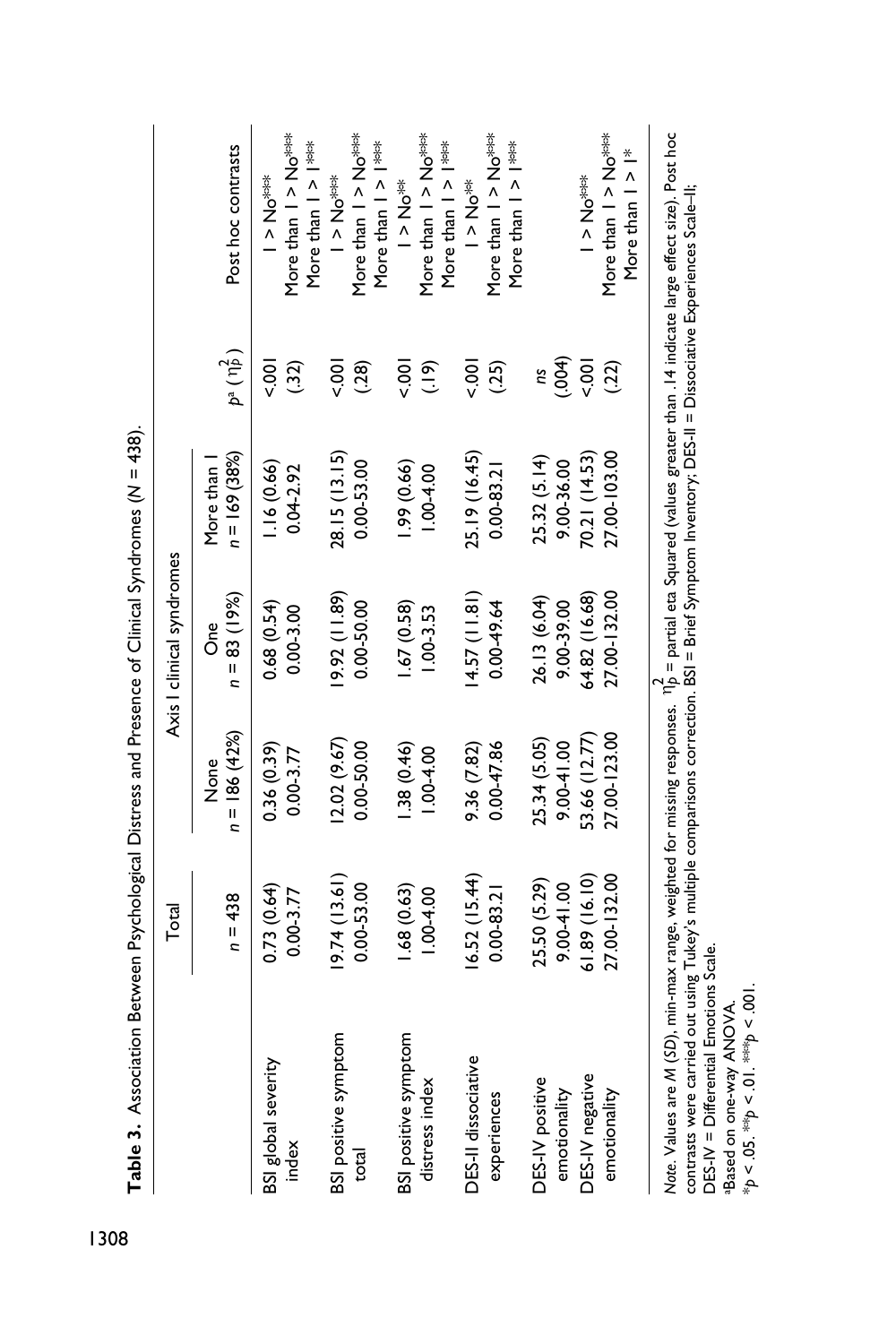**Table 3.** Association Between Psychological Distress and Presence of Clinical Syndromes ($N = 438$).

| | Total | Axis I clinical syndromes | | | | |
|---|---|---|---|---|---|---|
| | $n = 438$ | None $n = 186$ (42%) | One $n = 83$ (19%) | More than 1 $n = 169$ (38%) | $p^a$ ($\eta^2_p$) | Post hoc contrasts |
| BSI global severity index | 0.73 (0.64) 0.00-3.77 | 0.36 (0.39) 0.00-3.77 | 0.68 (0.54) 0.00-3.00 | 1.16 (0.66) 0.04-2.92 | <.001 (.32) | 1 > No*** More than 1 > No*** More than 1 > 1*** |
| BSI positive symptom total | 19.74 (13.61) 0.00-53.00 | 12.02 (9.67) 0.00-50.00 | 19.92 (11.89) 0.00-50.00 | 28.15 (13.15) 0.00-53.00 | <.001 (.28) | 1 > No*** More than 1 > No*** More than 1 > 1*** |
| BSI positive symptom distress index | 1.68 (0.63) 1.00-4.00 | 1.38 (0.46) 1.00-4.00 | 1.67 (0.58) 1.00-3.53 | 1.99 (0.66) 1.00-4.00 | <.001 (.19) | 1 > No** More than 1 > No*** More than 1 > 1*** |
| DES-II dissociative experiences | 16.52 (15.44) 0.00-83.21 | 9.36 (7.82) 0.00-47.86 | 14.57 (11.81) 0.00-49.64 | 25.19 (16.45) 0.00-83.21 | <.001 (.25) | 1 > No** More than 1 > No*** More than 1 > 1*** |
| DES-IV positive emotionality | 25.50 (5.29) 9.00-41.00 | 25.34 (5.05) 9.00-41.00 | 26.13 (6.04) 9.00-39.00 | 25.32 (5.14) 9.00-36.00 | *ns* (.004) | |
| DES-IV negative emotionality | 61.89 (16.10) 27.00-132.00 | 53.66 (12.77) 27.00-123.00 | 64.82 (16.68) 27.00-132.00 | 70.21 (14.53) 27.00-103.00 | <.001 (.22) | 1 > No*** More than 1 > No*** More than 1 > 1* |

*Note.* Values are *M* (*SD*), min-max range, weighted for missing responses. $\eta^2_p$ = partial eta Squared (values greater than .14 indicate large effect size). Post hoc contrasts were carried out using Tukey's multiple comparisons correction. BSI = Brief Symptom Inventory; DES-II = Dissociative Experiences Scale–II; DES-IV = Differential Emotions Scale.

[a]Based on one-way ANOVA.

*$p < .05$. **$p < .01$. ***$p < .001$.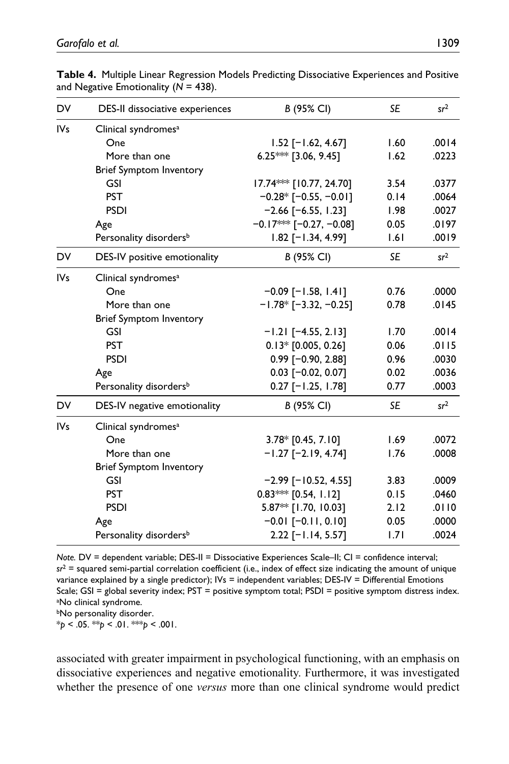**Table 4.** Multiple Linear Regression Models Predicting Dissociative Experiences and Positive and Negative Emotionality ($N = 438$).

| DV | DES-II dissociative experiences | *B* (95% CI) | *SE* | $sr^2$ |
|---|---|---|---|---|
| IVs | Clinical syndromes[a] | | | |
| | One | 1.52 [−1.62, 4.67] | 1.60 | .0014 |
| | More than one | 6.25*** [3.06, 9.45] | 1.62 | .0223 |
| | Brief Symptom Inventory | | | |
| | GSI | 17.74*** [10.77, 24.70] | 3.54 | .0377 |
| | PST | −0.28* [−0.55, −0.01] | 0.14 | .0064 |
| | PSDI | −2.66 [−6.55, 1.23] | 1.98 | .0027 |
| | Age | −0.17*** [−0.27, −0.08] | 0.05 | .0197 |
| | Personality disorders[b] | 1.82 [−1.34, 4.99] | 1.61 | .0019 |
| DV | DES-IV positive emotionality | *B* (95% CI) | *SE* | $sr^2$ |
| IVs | Clinical syndromes[a] | | | |
| | One | −0.09 [−1.58, 1.41] | 0.76 | .0000 |
| | More than one | −1.78* [−3.32, −0.25] | 0.78 | .0145 |
| | Brief Symptom Inventory | | | |
| | GSI | −1.21 [−4.55, 2.13] | 1.70 | .0014 |
| | PST | 0.13* [0.005, 0.26] | 0.06 | .0115 |
| | PSDI | 0.99 [−0.90, 2.88] | 0.96 | .0030 |
| | Age | 0.03 [−0.02, 0.07] | 0.02 | .0036 |
| | Personality disorders[b] | 0.27 [−1.25, 1.78] | 0.77 | .0003 |
| DV | DES-IV negative emotionality | *B* (95% CI) | *SE* | $sr^2$ |
| IVs | Clinical syndromes[a] | | | |
| | One | 3.78* [0.45, 7.10] | 1.69 | .0072 |
| | More than one | −1.27 [−2.19, 4.74] | 1.76 | .0008 |
| | Brief Symptom Inventory | | | |
| | GSI | −2.99 [−10.52, 4.55] | 3.83 | .0009 |
| | PST | 0.83*** [0.54, 1.12] | 0.15 | .0460 |
| | PSDI | 5.87** [1.70, 10.03] | 2.12 | .0110 |
| | Age | −0.01 [−0.11, 0.10] | 0.05 | .0000 |
| | Personality disorders[b] | 2.22 [−1.14, 5.57] | 1.71 | .0024 |

*Note.* DV = dependent variable; DES-II = Dissociative Experiences Scale–II; CI = confidence interval; $sr^2$ = squared semi-partial correlation coefficient (i.e., index of effect size indicating the amount of unique variance explained by a single predictor); IVs = independent variables; DES-IV = Differential Emotions Scale; GSI = global severity index; PST = positive symptom total; PSDI = positive symptom distress index.
[a]No clinical syndrome.
[b]No personality disorder.
*$p < .05$. **$p < .01$. ***$p < .001$.

associated with greater impairment in psychological functioning, with an emphasis on dissociative experiences and negative emotionality. Furthermore, it was investigated whether the presence of one *versus* more than one clinical syndrome would predict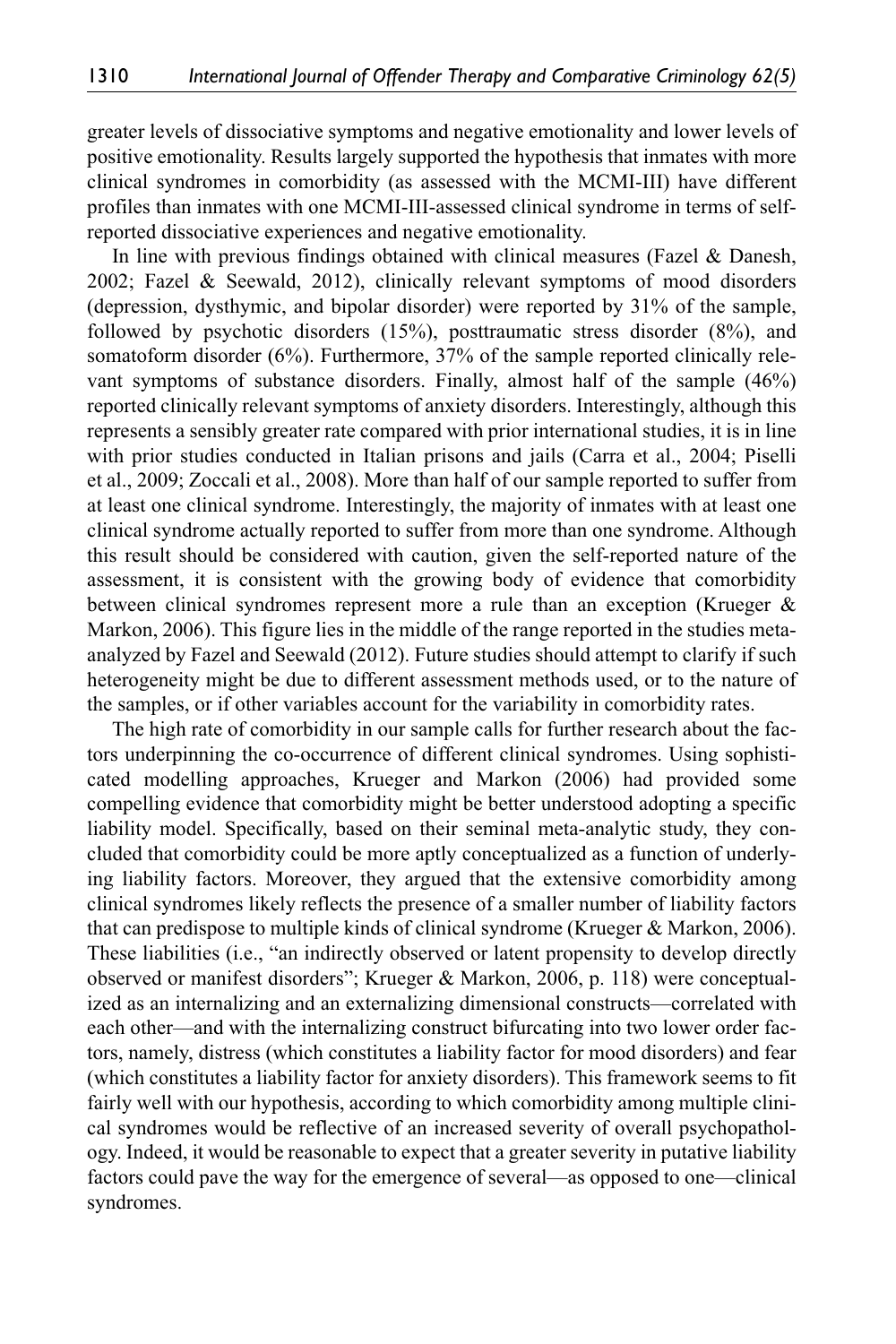greater levels of dissociative symptoms and negative emotionality and lower levels of positive emotionality. Results largely supported the hypothesis that inmates with more clinical syndromes in comorbidity (as assessed with the MCMI-III) have different profiles than inmates with one MCMI-III-assessed clinical syndrome in terms of self-reported dissociative experiences and negative emotionality.

In line with previous findings obtained with clinical measures (Fazel & Danesh, 2002; Fazel & Seewald, 2012), clinically relevant symptoms of mood disorders (depression, dysthymic, and bipolar disorder) were reported by 31% of the sample, followed by psychotic disorders (15%), posttraumatic stress disorder (8%), and somatoform disorder (6%). Furthermore, 37% of the sample reported clinically relevant symptoms of substance disorders. Finally, almost half of the sample (46%) reported clinically relevant symptoms of anxiety disorders. Interestingly, although this represents a sensibly greater rate compared with prior international studies, it is in line with prior studies conducted in Italian prisons and jails (Carra et al., 2004; Piselli et al., 2009; Zoccali et al., 2008). More than half of our sample reported to suffer from at least one clinical syndrome. Interestingly, the majority of inmates with at least one clinical syndrome actually reported to suffer from more than one syndrome. Although this result should be considered with caution, given the self-reported nature of the assessment, it is consistent with the growing body of evidence that comorbidity between clinical syndromes represent more a rule than an exception (Krueger & Markon, 2006). This figure lies in the middle of the range reported in the studies meta-analyzed by Fazel and Seewald (2012). Future studies should attempt to clarify if such heterogeneity might be due to different assessment methods used, or to the nature of the samples, or if other variables account for the variability in comorbidity rates.

The high rate of comorbidity in our sample calls for further research about the factors underpinning the co-occurrence of different clinical syndromes. Using sophisticated modelling approaches, Krueger and Markon (2006) had provided some compelling evidence that comorbidity might be better understood adopting a specific liability model. Specifically, based on their seminal meta-analytic study, they concluded that comorbidity could be more aptly conceptualized as a function of underlying liability factors. Moreover, they argued that the extensive comorbidity among clinical syndromes likely reflects the presence of a smaller number of liability factors that can predispose to multiple kinds of clinical syndrome (Krueger & Markon, 2006). These liabilities (i.e., "an indirectly observed or latent propensity to develop directly observed or manifest disorders"; Krueger & Markon, 2006, p. 118) were conceptualized as an internalizing and an externalizing dimensional constructs—correlated with each other—and with the internalizing construct bifurcating into two lower order factors, namely, distress (which constitutes a liability factor for mood disorders) and fear (which constitutes a liability factor for anxiety disorders). This framework seems to fit fairly well with our hypothesis, according to which comorbidity among multiple clinical syndromes would be reflective of an increased severity of overall psychopathology. Indeed, it would be reasonable to expect that a greater severity in putative liability factors could pave the way for the emergence of several—as opposed to one—clinical syndromes.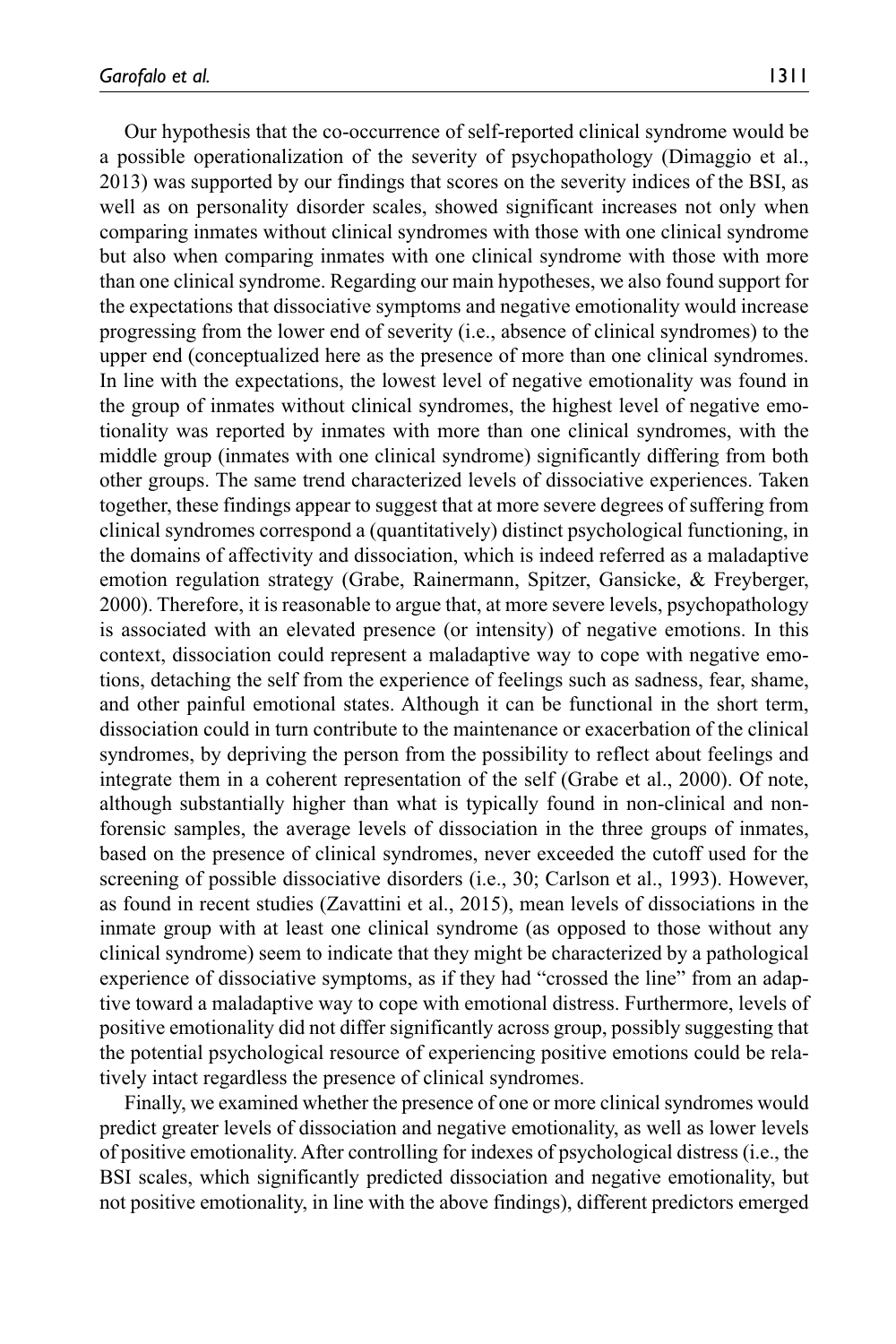Our hypothesis that the co-occurrence of self-reported clinical syndrome would be a possible operationalization of the severity of psychopathology (Dimaggio et al., 2013) was supported by our findings that scores on the severity indices of the BSI, as well as on personality disorder scales, showed significant increases not only when comparing inmates without clinical syndromes with those with one clinical syndrome but also when comparing inmates with one clinical syndrome with those with more than one clinical syndrome. Regarding our main hypotheses, we also found support for the expectations that dissociative symptoms and negative emotionality would increase progressing from the lower end of severity (i.e., absence of clinical syndromes) to the upper end (conceptualized here as the presence of more than one clinical syndromes. In line with the expectations, the lowest level of negative emotionality was found in the group of inmates without clinical syndromes, the highest level of negative emotionality was reported by inmates with more than one clinical syndromes, with the middle group (inmates with one clinical syndrome) significantly differing from both other groups. The same trend characterized levels of dissociative experiences. Taken together, these findings appear to suggest that at more severe degrees of suffering from clinical syndromes correspond a (quantitatively) distinct psychological functioning, in the domains of affectivity and dissociation, which is indeed referred as a maladaptive emotion regulation strategy (Grabe, Rainermann, Spitzer, Gansicke, & Freyberger, 2000). Therefore, it is reasonable to argue that, at more severe levels, psychopathology is associated with an elevated presence (or intensity) of negative emotions. In this context, dissociation could represent a maladaptive way to cope with negative emotions, detaching the self from the experience of feelings such as sadness, fear, shame, and other painful emotional states. Although it can be functional in the short term, dissociation could in turn contribute to the maintenance or exacerbation of the clinical syndromes, by depriving the person from the possibility to reflect about feelings and integrate them in a coherent representation of the self (Grabe et al., 2000). Of note, although substantially higher than what is typically found in non-clinical and non-forensic samples, the average levels of dissociation in the three groups of inmates, based on the presence of clinical syndromes, never exceeded the cutoff used for the screening of possible dissociative disorders (i.e., 30; Carlson et al., 1993). However, as found in recent studies (Zavattini et al., 2015), mean levels of dissociations in the inmate group with at least one clinical syndrome (as opposed to those without any clinical syndrome) seem to indicate that they might be characterized by a pathological experience of dissociative symptoms, as if they had "crossed the line" from an adaptive toward a maladaptive way to cope with emotional distress. Furthermore, levels of positive emotionality did not differ significantly across group, possibly suggesting that the potential psychological resource of experiencing positive emotions could be relatively intact regardless the presence of clinical syndromes.

Finally, we examined whether the presence of one or more clinical syndromes would predict greater levels of dissociation and negative emotionality, as well as lower levels of positive emotionality. After controlling for indexes of psychological distress (i.e., the BSI scales, which significantly predicted dissociation and negative emotionality, but not positive emotionality, in line with the above findings), different predictors emerged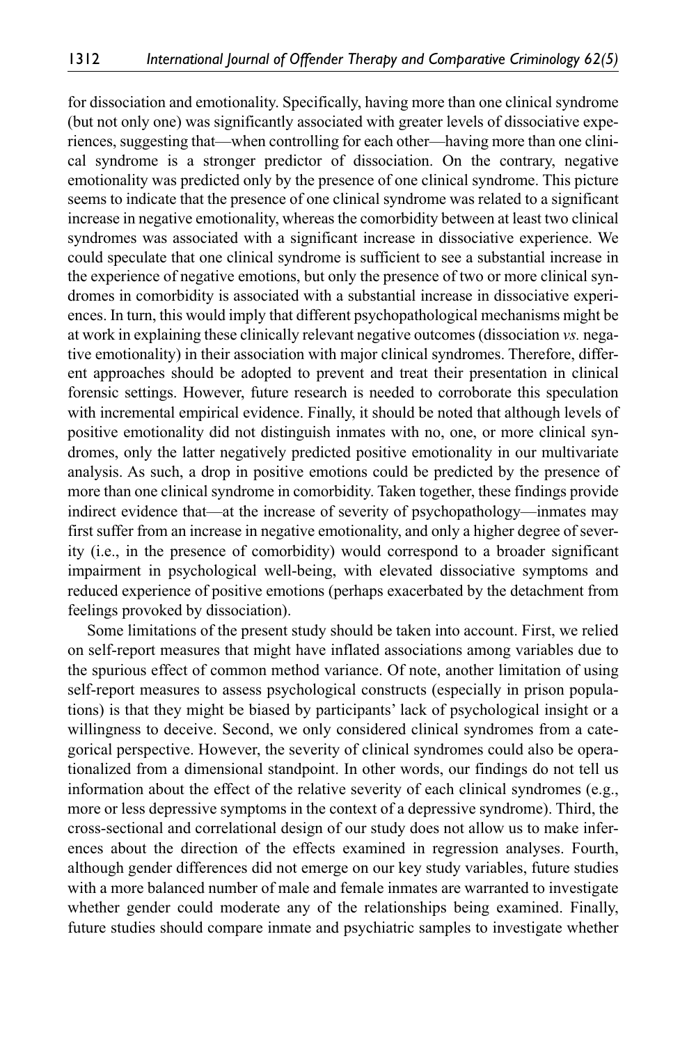for dissociation and emotionality. Specifically, having more than one clinical syndrome (but not only one) was significantly associated with greater levels of dissociative experiences, suggesting that—when controlling for each other—having more than one clinical syndrome is a stronger predictor of dissociation. On the contrary, negative emotionality was predicted only by the presence of one clinical syndrome. This picture seems to indicate that the presence of one clinical syndrome was related to a significant increase in negative emotionality, whereas the comorbidity between at least two clinical syndromes was associated with a significant increase in dissociative experience. We could speculate that one clinical syndrome is sufficient to see a substantial increase in the experience of negative emotions, but only the presence of two or more clinical syndromes in comorbidity is associated with a substantial increase in dissociative experiences. In turn, this would imply that different psychopathological mechanisms might be at work in explaining these clinically relevant negative outcomes (dissociation *vs.* negative emotionality) in their association with major clinical syndromes. Therefore, different approaches should be adopted to prevent and treat their presentation in clinical forensic settings. However, future research is needed to corroborate this speculation with incremental empirical evidence. Finally, it should be noted that although levels of positive emotionality did not distinguish inmates with no, one, or more clinical syndromes, only the latter negatively predicted positive emotionality in our multivariate analysis. As such, a drop in positive emotions could be predicted by the presence of more than one clinical syndrome in comorbidity. Taken together, these findings provide indirect evidence that—at the increase of severity of psychopathology—inmates may first suffer from an increase in negative emotionality, and only a higher degree of severity (i.e., in the presence of comorbidity) would correspond to a broader significant impairment in psychological well-being, with elevated dissociative symptoms and reduced experience of positive emotions (perhaps exacerbated by the detachment from feelings provoked by dissociation).

Some limitations of the present study should be taken into account. First, we relied on self-report measures that might have inflated associations among variables due to the spurious effect of common method variance. Of note, another limitation of using self-report measures to assess psychological constructs (especially in prison populations) is that they might be biased by participants' lack of psychological insight or a willingness to deceive. Second, we only considered clinical syndromes from a categorical perspective. However, the severity of clinical syndromes could also be operationalized from a dimensional standpoint. In other words, our findings do not tell us information about the effect of the relative severity of each clinical syndromes (e.g., more or less depressive symptoms in the context of a depressive syndrome). Third, the cross-sectional and correlational design of our study does not allow us to make inferences about the direction of the effects examined in regression analyses. Fourth, although gender differences did not emerge on our key study variables, future studies with a more balanced number of male and female inmates are warranted to investigate whether gender could moderate any of the relationships being examined. Finally, future studies should compare inmate and psychiatric samples to investigate whether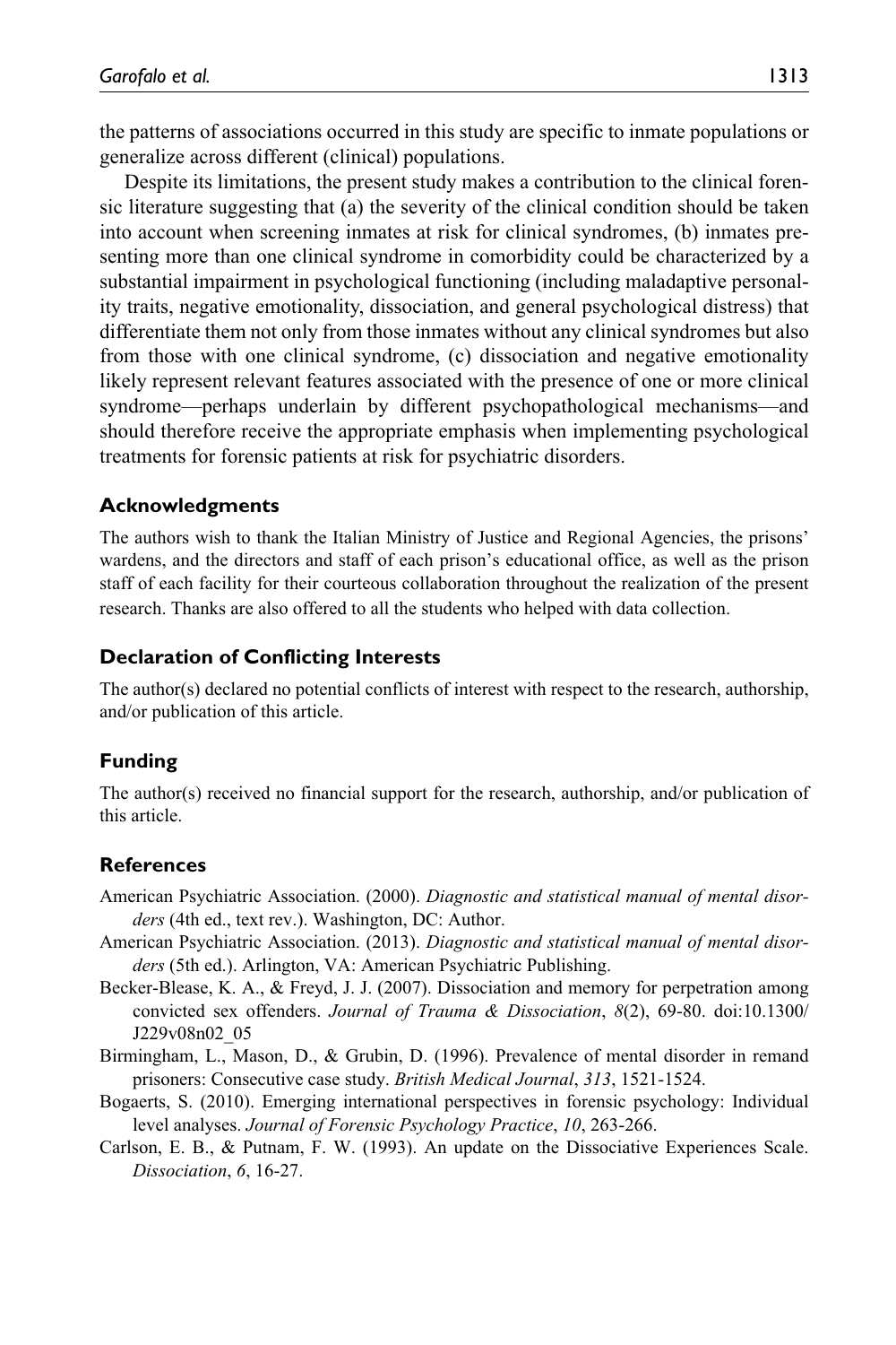the patterns of associations occurred in this study are specific to inmate populations or generalize across different (clinical) populations.

Despite its limitations, the present study makes a contribution to the clinical forensic literature suggesting that (a) the severity of the clinical condition should be taken into account when screening inmates at risk for clinical syndromes, (b) inmates presenting more than one clinical syndrome in comorbidity could be characterized by a substantial impairment in psychological functioning (including maladaptive personality traits, negative emotionality, dissociation, and general psychological distress) that differentiate them not only from those inmates without any clinical syndromes but also from those with one clinical syndrome, (c) dissociation and negative emotionality likely represent relevant features associated with the presence of one or more clinical syndrome—perhaps underlain by different psychopathological mechanisms—and should therefore receive the appropriate emphasis when implementing psychological treatments for forensic patients at risk for psychiatric disorders.

## Acknowledgments

The authors wish to thank the Italian Ministry of Justice and Regional Agencies, the prisons' wardens, and the directors and staff of each prison's educational office, as well as the prison staff of each facility for their courteous collaboration throughout the realization of the present research. Thanks are also offered to all the students who helped with data collection.

## Declaration of Conflicting Interests

The author(s) declared no potential conflicts of interest with respect to the research, authorship, and/or publication of this article.

## Funding

The author(s) received no financial support for the research, authorship, and/or publication of this article.

## References

American Psychiatric Association. (2000). *Diagnostic and statistical manual of mental disorders* (4th ed., text rev.). Washington, DC: Author.

American Psychiatric Association. (2013). *Diagnostic and statistical manual of mental disorders* (5th ed.). Arlington, VA: American Psychiatric Publishing.

Becker-Blease, K. A., & Freyd, J. J. (2007). Dissociation and memory for perpetration among convicted sex offenders. *Journal of Trauma & Dissociation*, *8*(2), 69-80. doi:10.1300/J229v08n02_05

Birmingham, L., Mason, D., & Grubin, D. (1996). Prevalence of mental disorder in remand prisoners: Consecutive case study. *British Medical Journal*, *313*, 1521-1524.

Bogaerts, S. (2010). Emerging international perspectives in forensic psychology: Individual level analyses. *Journal of Forensic Psychology Practice*, *10*, 263-266.

Carlson, E. B., & Putnam, F. W. (1993). An update on the Dissociative Experiences Scale. *Dissociation*, *6*, 16-27.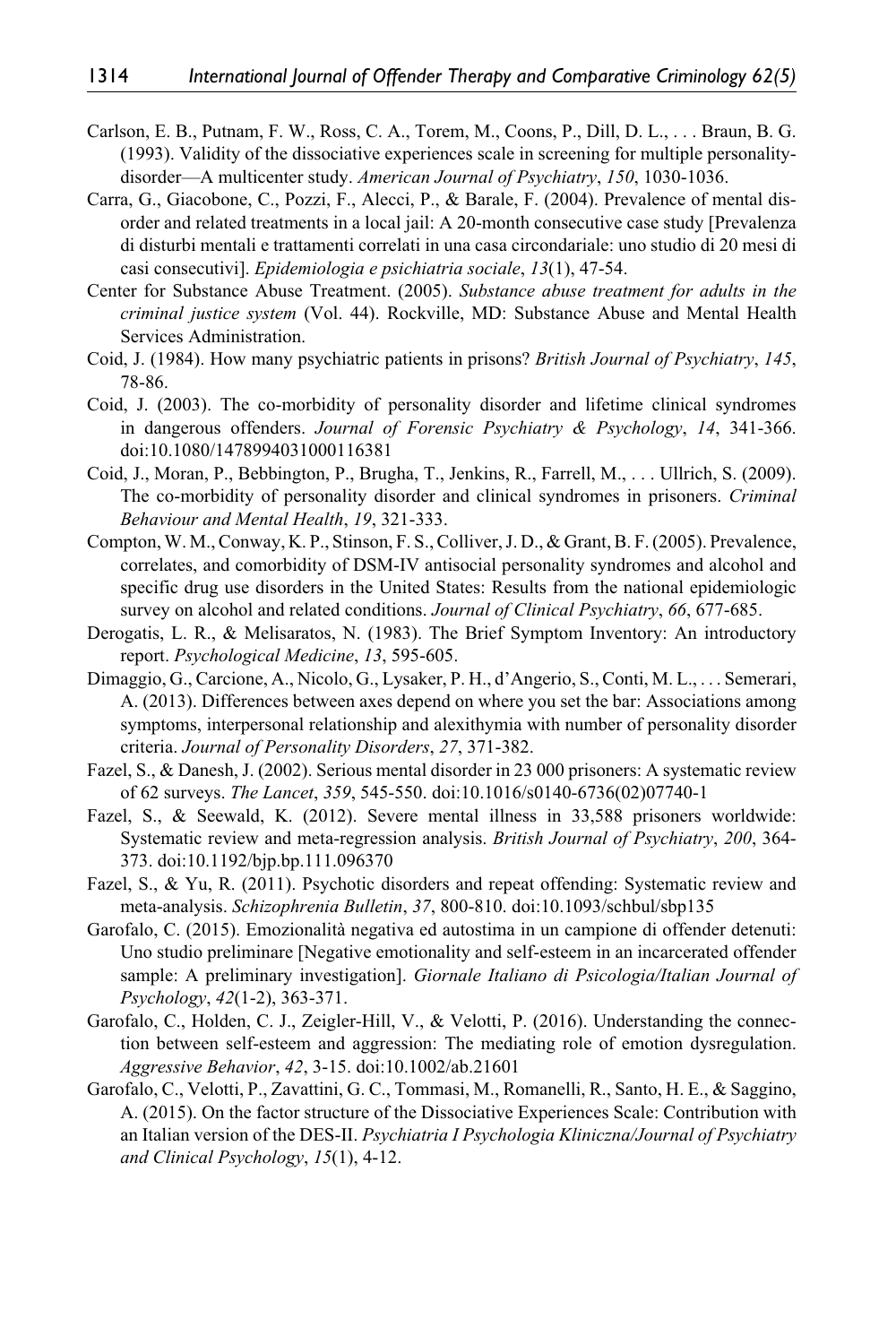Carlson, E. B., Putnam, F. W., Ross, C. A., Torem, M., Coons, P., Dill, D. L., . . . Braun, B. G. (1993). Validity of the dissociative experiences scale in screening for multiple personality-disorder—A multicenter study. *American Journal of Psychiatry*, *150*, 1030-1036.

Carra, G., Giacobone, C., Pozzi, F., Alecci, P., & Barale, F. (2004). Prevalence of mental disorder and related treatments in a local jail: A 20-month consecutive case study [Prevalenza di disturbi mentali e trattamenti correlati in una casa circondariale: uno studio di 20 mesi di casi consecutivi]. *Epidemiologia e psichiatria sociale*, *13*(1), 47-54.

Center for Substance Abuse Treatment. (2005). *Substance abuse treatment for adults in the criminal justice system* (Vol. 44). Rockville, MD: Substance Abuse and Mental Health Services Administration.

Coid, J. (1984). How many psychiatric patients in prisons? *British Journal of Psychiatry*, *145*, 78-86.

Coid, J. (2003). The co-morbidity of personality disorder and lifetime clinical syndromes in dangerous offenders. *Journal of Forensic Psychiatry & Psychology*, *14*, 341-366. doi:10.1080/1478994031000116381

Coid, J., Moran, P., Bebbington, P., Brugha, T., Jenkins, R., Farrell, M., . . . Ullrich, S. (2009). The co-morbidity of personality disorder and clinical syndromes in prisoners. *Criminal Behaviour and Mental Health*, *19*, 321-333.

Compton, W. M., Conway, K. P., Stinson, F. S., Colliver, J. D., & Grant, B. F. (2005). Prevalence, correlates, and comorbidity of DSM-IV antisocial personality syndromes and alcohol and specific drug use disorders in the United States: Results from the national epidemiologic survey on alcohol and related conditions. *Journal of Clinical Psychiatry*, *66*, 677-685.

Derogatis, L. R., & Melisaratos, N. (1983). The Brief Symptom Inventory: An introductory report. *Psychological Medicine*, *13*, 595-605.

Dimaggio, G., Carcione, A., Nicolo, G., Lysaker, P. H., d'Angerio, S., Conti, M. L., . . . Semerari, A. (2013). Differences between axes depend on where you set the bar: Associations among symptoms, interpersonal relationship and alexithymia with number of personality disorder criteria. *Journal of Personality Disorders*, *27*, 371-382.

Fazel, S., & Danesh, J. (2002). Serious mental disorder in 23 000 prisoners: A systematic review of 62 surveys. *The Lancet*, *359*, 545-550. doi:10.1016/s0140-6736(02)07740-1

Fazel, S., & Seewald, K. (2012). Severe mental illness in 33,588 prisoners worldwide: Systematic review and meta-regression analysis. *British Journal of Psychiatry*, *200*, 364-373. doi:10.1192/bjp.bp.111.096370

Fazel, S., & Yu, R. (2011). Psychotic disorders and repeat offending: Systematic review and meta-analysis. *Schizophrenia Bulletin*, *37*, 800-810. doi:10.1093/schbul/sbp135

Garofalo, C. (2015). Emozionalità negativa ed autostima in un campione di offender detenuti: Uno studio preliminare [Negative emotionality and self-esteem in an incarcerated offender sample: A preliminary investigation]. *Giornale Italiano di Psicologia/Italian Journal of Psychology*, *42*(1-2), 363-371.

Garofalo, C., Holden, C. J., Zeigler-Hill, V., & Velotti, P. (2016). Understanding the connection between self-esteem and aggression: The mediating role of emotion dysregulation. *Aggressive Behavior*, *42*, 3-15. doi:10.1002/ab.21601

Garofalo, C., Velotti, P., Zavattini, G. C., Tommasi, M., Romanelli, R., Santo, H. E., & Saggino, A. (2015). On the factor structure of the Dissociative Experiences Scale: Contribution with an Italian version of the DES-II. *Psychiatria I Psychologia Kliniczna/Journal of Psychiatry and Clinical Psychology*, *15*(1), 4-12.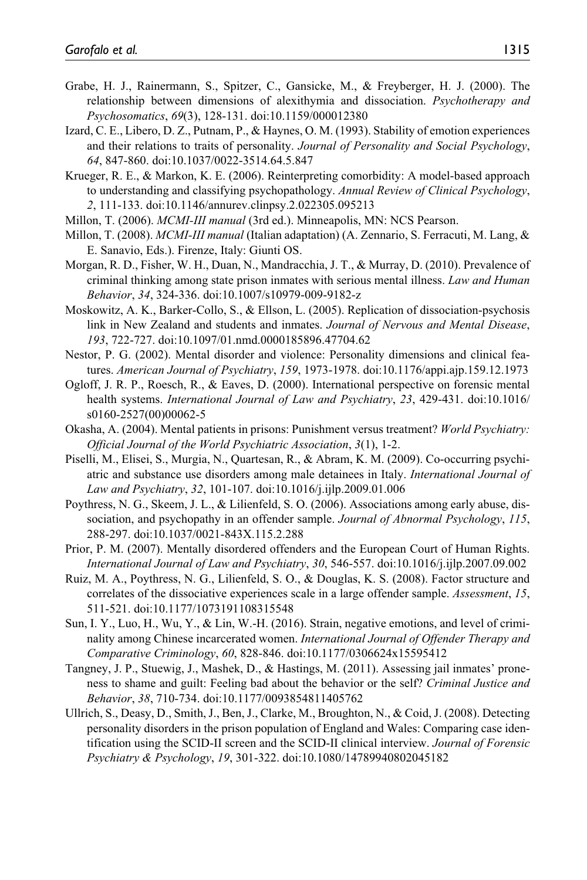Grabe, H. J., Rainermann, S., Spitzer, C., Gansicke, M., & Freyberger, H. J. (2000). The relationship between dimensions of alexithymia and dissociation. *Psychotherapy and Psychosomatics*, *69*(3), 128-131. doi:10.1159/000012380

Izard, C. E., Libero, D. Z., Putnam, P., & Haynes, O. M. (1993). Stability of emotion experiences and their relations to traits of personality. *Journal of Personality and Social Psychology*, *64*, 847-860. doi:10.1037/0022-3514.64.5.847

Krueger, R. E., & Markon, K. E. (2006). Reinterpreting comorbidity: A model-based approach to understanding and classifying psychopathology. *Annual Review of Clinical Psychology*, *2*, 111-133. doi:10.1146/annurev.clinpsy.2.022305.095213

Millon, T. (2006). *MCMI-III manual* (3rd ed.). Minneapolis, MN: NCS Pearson.

Millon, T. (2008). *MCMI-III manual* (Italian adaptation) (A. Zennario, S. Ferracuti, M. Lang, & E. Sanavio, Eds.). Firenze, Italy: Giunti OS.

Morgan, R. D., Fisher, W. H., Duan, N., Mandracchia, J. T., & Murray, D. (2010). Prevalence of criminal thinking among state prison inmates with serious mental illness. *Law and Human Behavior*, *34*, 324-336. doi:10.1007/s10979-009-9182-z

Moskowitz, A. K., Barker-Collo, S., & Ellson, L. (2005). Replication of dissociation-psychosis link in New Zealand and students and inmates. *Journal of Nervous and Mental Disease*, *193*, 722-727. doi:10.1097/01.nmd.0000185896.47704.62

Nestor, P. G. (2002). Mental disorder and violence: Personality dimensions and clinical features. *American Journal of Psychiatry*, *159*, 1973-1978. doi:10.1176/appi.ajp.159.12.1973

Ogloff, J. R. P., Roesch, R., & Eaves, D. (2000). International perspective on forensic mental health systems. *International Journal of Law and Psychiatry*, *23*, 429-431. doi:10.1016/s0160-2527(00)00062-5

Okasha, A. (2004). Mental patients in prisons: Punishment versus treatment? *World Psychiatry: Official Journal of the World Psychiatric Association*, *3*(1), 1-2.

Piselli, M., Elisei, S., Murgia, N., Quartesan, R., & Abram, K. M. (2009). Co-occurring psychiatric and substance use disorders among male detainees in Italy. *International Journal of Law and Psychiatry*, *32*, 101-107. doi:10.1016/j.ijlp.2009.01.006

Poythress, N. G., Skeem, J. L., & Lilienfeld, S. O. (2006). Associations among early abuse, dissociation, and psychopathy in an offender sample. *Journal of Abnormal Psychology*, *115*, 288-297. doi:10.1037/0021-843X.115.2.288

Prior, P. M. (2007). Mentally disordered offenders and the European Court of Human Rights. *International Journal of Law and Psychiatry*, *30*, 546-557. doi:10.1016/j.ijlp.2007.09.002

Ruiz, M. A., Poythress, N. G., Lilienfeld, S. O., & Douglas, K. S. (2008). Factor structure and correlates of the dissociative experiences scale in a large offender sample. *Assessment*, *15*, 511-521. doi:10.1177/1073191108315548

Sun, I. Y., Luo, H., Wu, Y., & Lin, W.-H. (2016). Strain, negative emotions, and level of criminality among Chinese incarcerated women. *International Journal of Offender Therapy and Comparative Criminology*, *60*, 828-846. doi:10.1177/0306624x15595412

Tangney, J. P., Stuewig, J., Mashek, D., & Hastings, M. (2011). Assessing jail inmates' proneness to shame and guilt: Feeling bad about the behavior or the self? *Criminal Justice and Behavior*, *38*, 710-734. doi:10.1177/0093854811405762

Ullrich, S., Deasy, D., Smith, J., Ben, J., Clarke, M., Broughton, N., & Coid, J. (2008). Detecting personality disorders in the prison population of England and Wales: Comparing case identification using the SCID-II screen and the SCID-II clinical interview. *Journal of Forensic Psychiatry & Psychology*, *19*, 301-322. doi:10.1080/14789940802045182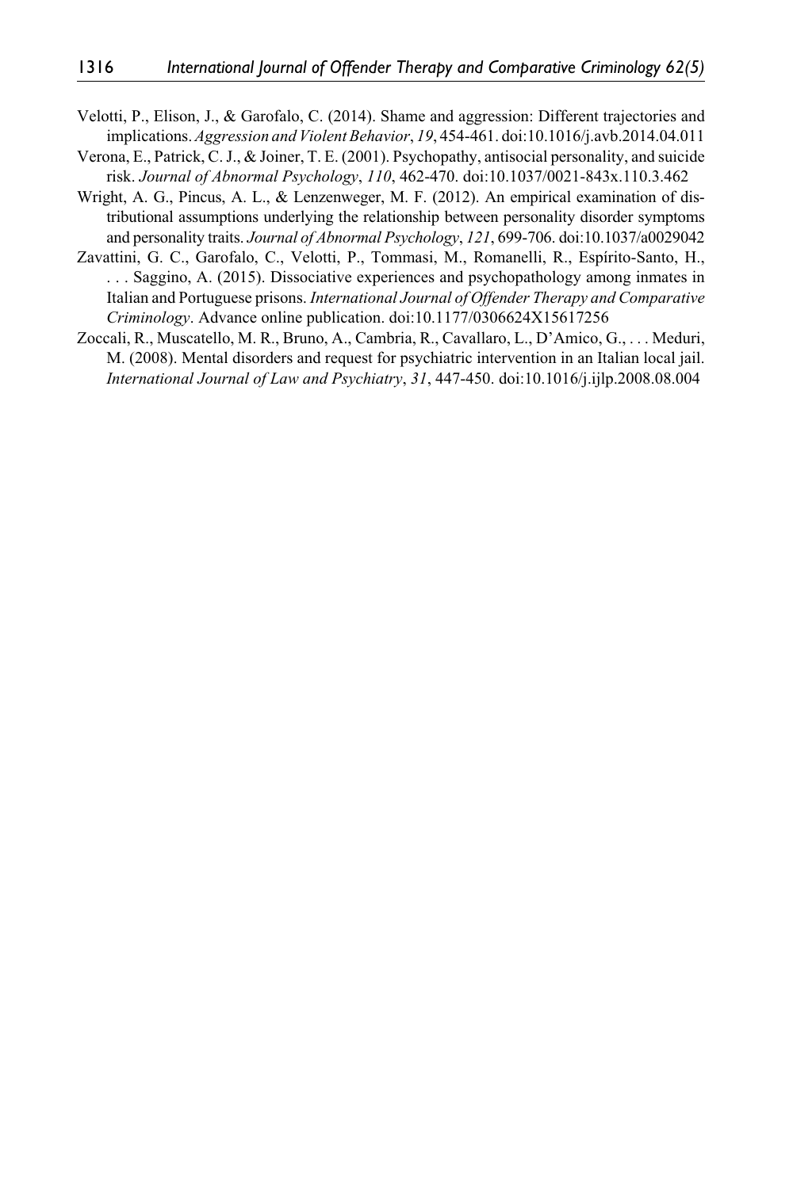Velotti, P., Elison, J., & Garofalo, C. (2014). Shame and aggression: Different trajectories and implications. *Aggression and Violent Behavior*, *19*, 454-461. doi:10.1016/j.avb.2014.04.011

Verona, E., Patrick, C. J., & Joiner, T. E. (2001). Psychopathy, antisocial personality, and suicide risk. *Journal of Abnormal Psychology*, *110*, 462-470. doi:10.1037/0021-843x.110.3.462

Wright, A. G., Pincus, A. L., & Lenzenweger, M. F. (2012). An empirical examination of distributional assumptions underlying the relationship between personality disorder symptoms and personality traits. *Journal of Abnormal Psychology*, *121*, 699-706. doi:10.1037/a0029042

Zavattini, G. C., Garofalo, C., Velotti, P., Tommasi, M., Romanelli, R., Espírito-Santo, H., . . . Saggino, A. (2015). Dissociative experiences and psychopathology among inmates in Italian and Portuguese prisons. *International Journal of Offender Therapy and Comparative Criminology*. Advance online publication. doi:10.1177/0306624X15617256

Zoccali, R., Muscatello, M. R., Bruno, A., Cambria, R., Cavallaro, L., D'Amico, G., . . . Meduri, M. (2008). Mental disorders and request for psychiatric intervention in an Italian local jail. *International Journal of Law and Psychiatry*, *31*, 447-450. doi:10.1016/j.ijlp.2008.08.004